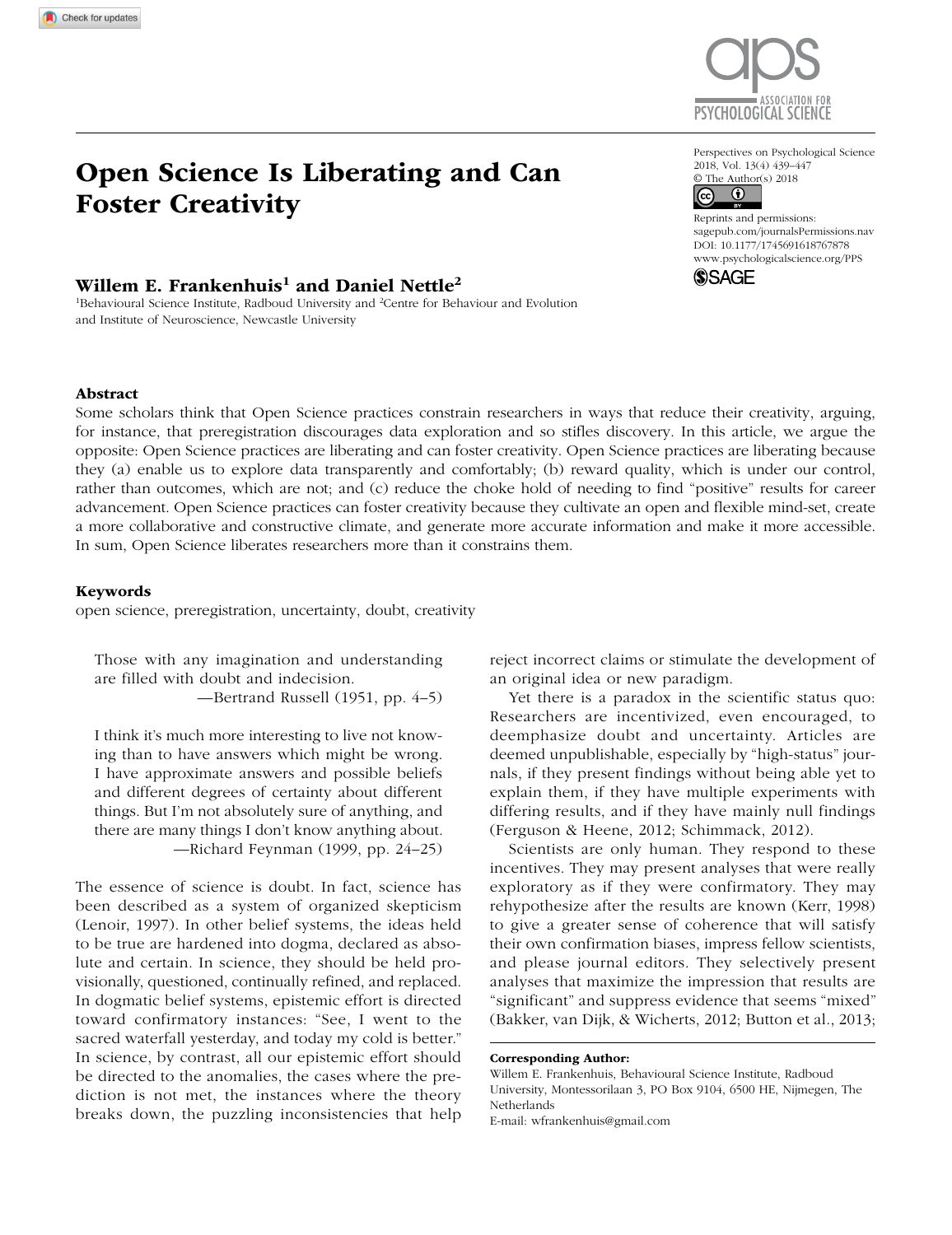# Open Science Is Liberating and Can Foster Creativity

**Willem E. Frankenhuis[1] and Daniel Nettle[2]**

[1]Behavioural Science Institute, Radboud University and [2]Centre for Behaviour and Evolution and Institute of Neuroscience, Newcastle University

Perspectives on Psychological Science
2018, Vol. 13(4) 439–447
© The Author(s) 2018
Reprints and permissions:
sagepub.com/journalsPermissions.nav
DOI: 10.1177/1745691618767878
www.psychologicalscience.org/PPS

## Abstract

Some scholars think that Open Science practices constrain researchers in ways that reduce their creativity, arguing, for instance, that preregistration discourages data exploration and so stifles discovery. In this article, we argue the opposite: Open Science practices are liberating and can foster creativity. Open Science practices are liberating because they (a) enable us to explore data transparently and comfortably; (b) reward quality, which is under our control, rather than outcomes, which are not; and (c) reduce the choke hold of needing to find "positive" results for career advancement. Open Science practices can foster creativity because they cultivate an open and flexible mind-set, create a more collaborative and constructive climate, and generate more accurate information and make it more accessible. In sum, Open Science liberates researchers more than it constrains them.

## Keywords

open science, preregistration, uncertainty, doubt, creativity

> Those with any imagination and understanding are filled with doubt and indecision.
>
> —Bertrand Russell (1951, pp. 4–5)

> I think it's much more interesting to live not knowing than to have answers which might be wrong. I have approximate answers and possible beliefs and different degrees of certainty about different things. But I'm not absolutely sure of anything, and there are many things I don't know anything about.
>
> —Richard Feynman (1999, pp. 24–25)

The essence of science is doubt. In fact, science has been described as a system of organized skepticism (Lenoir, 1997). In other belief systems, the ideas held to be true are hardened into dogma, declared as absolute and certain. In science, they should be held provisionally, questioned, continually refined, and replaced. In dogmatic belief systems, epistemic effort is directed toward confirmatory instances: "See, I went to the sacred waterfall yesterday, and today my cold is better." In science, by contrast, all our epistemic effort should be directed to the anomalies, the cases where the prediction is not met, the instances where the theory breaks down, the puzzling inconsistencies that help reject incorrect claims or stimulate the development of an original idea or new paradigm.

Yet there is a paradox in the scientific status quo: Researchers are incentivized, even encouraged, to deemphasize doubt and uncertainty. Articles are deemed unpublishable, especially by "high-status" journals, if they present findings without being able yet to explain them, if they have multiple experiments with differing results, and if they have mainly null findings (Ferguson & Heene, 2012; Schimmack, 2012).

Scientists are only human. They respond to these incentives. They may present analyses that were really exploratory as if they were confirmatory. They may rehypothesize after the results are known (Kerr, 1998) to give a greater sense of coherence that will satisfy their own confirmation biases, impress fellow scientists, and please journal editors. They selectively present analyses that maximize the impression that results are "significant" and suppress evidence that seems "mixed" (Bakker, van Dijk, & Wicherts, 2012; Button et al., 2013;

**Corresponding Author:**
Willem E. Frankenhuis, Behavioural Science Institute, Radboud University, Montessorilaan 3, PO Box 9104, 6500 HE, Nijmegen, The Netherlands
E-mail: wfrankenhuis@gmail.com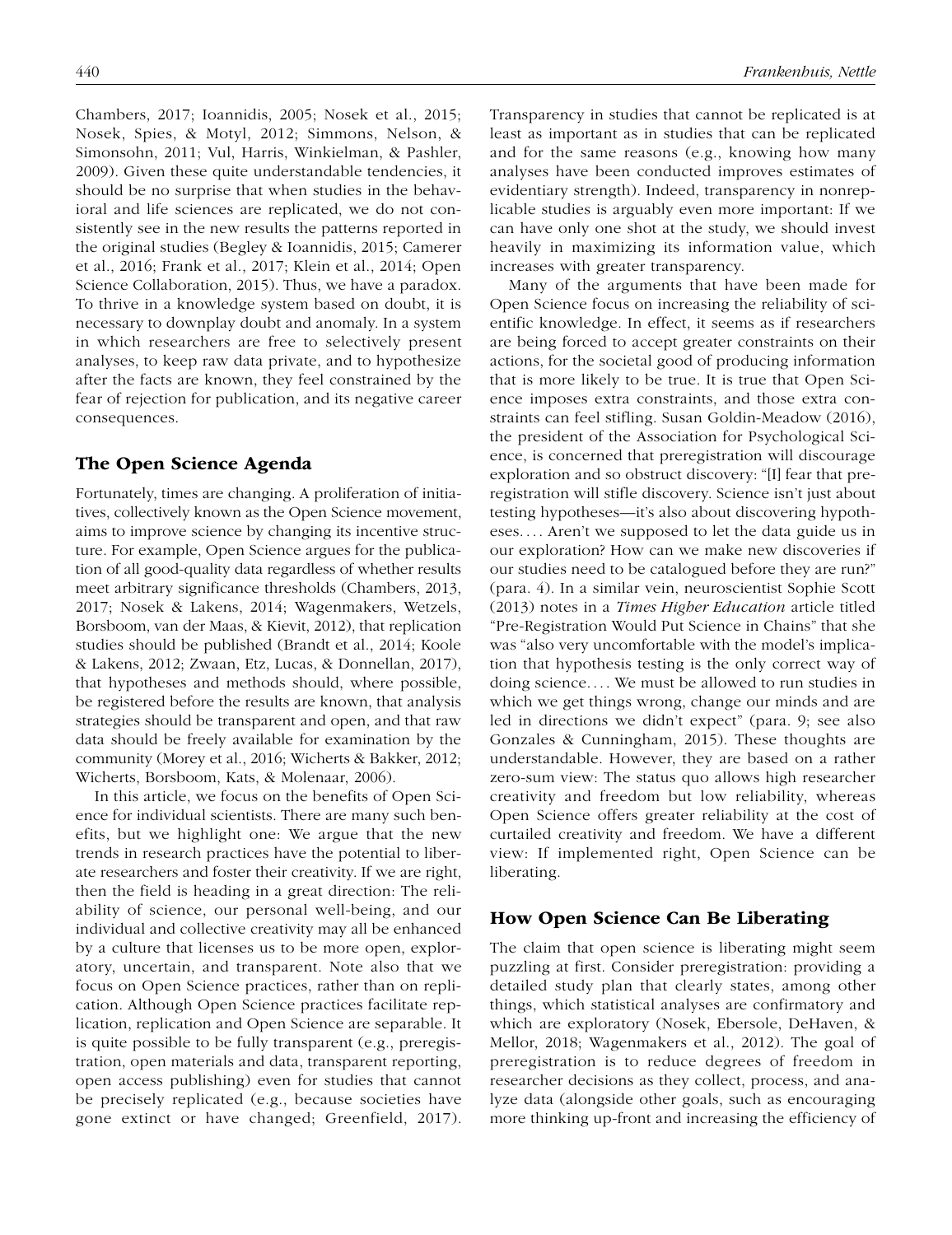Chambers, 2017; Ioannidis, 2005; Nosek et al., 2015; Nosek, Spies, & Motyl, 2012; Simmons, Nelson, & Simonsohn, 2011; Vul, Harris, Winkielman, & Pashler, 2009). Given these quite understandable tendencies, it should be no surprise that when studies in the behavioral and life sciences are replicated, we do not consistently see in the new results the patterns reported in the original studies (Begley & Ioannidis, 2015; Camerer et al., 2016; Frank et al., 2017; Klein et al., 2014; Open Science Collaboration, 2015). Thus, we have a paradox. To thrive in a knowledge system based on doubt, it is necessary to downplay doubt and anomaly. In a system in which researchers are free to selectively present analyses, to keep raw data private, and to hypothesize after the facts are known, they feel constrained by the fear of rejection for publication, and its negative career consequences.

## The Open Science Agenda

Fortunately, times are changing. A proliferation of initiatives, collectively known as the Open Science movement, aims to improve science by changing its incentive structure. For example, Open Science argues for the publication of all good-quality data regardless of whether results meet arbitrary significance thresholds (Chambers, 2013, 2017; Nosek & Lakens, 2014; Wagenmakers, Wetzels, Borsboom, van der Maas, & Kievit, 2012), that replication studies should be published (Brandt et al., 2014; Koole & Lakens, 2012; Zwaan, Etz, Lucas, & Donnellan, 2017), that hypotheses and methods should, where possible, be registered before the results are known, that analysis strategies should be transparent and open, and that raw data should be freely available for examination by the community (Morey et al., 2016; Wicherts & Bakker, 2012; Wicherts, Borsboom, Kats, & Molenaar, 2006).

In this article, we focus on the benefits of Open Science for individual scientists. There are many such benefits, but we highlight one: We argue that the new trends in research practices have the potential to liberate researchers and foster their creativity. If we are right, then the field is heading in a great direction: The reliability of science, our personal well-being, and our individual and collective creativity may all be enhanced by a culture that licenses us to be more open, exploratory, uncertain, and transparent. Note also that we focus on Open Science practices, rather than on replication. Although Open Science practices facilitate replication, replication and Open Science are separable. It is quite possible to be fully transparent (e.g., preregistration, open materials and data, transparent reporting, open access publishing) even for studies that cannot be precisely replicated (e.g., because societies have gone extinct or have changed; Greenfield, 2017). Transparency in studies that cannot be replicated is at least as important as in studies that can be replicated and for the same reasons (e.g., knowing how many analyses have been conducted improves estimates of evidentiary strength). Indeed, transparency in nonreplicable studies is arguably even more important: If we can have only one shot at the study, we should invest heavily in maximizing its information value, which increases with greater transparency.

Many of the arguments that have been made for Open Science focus on increasing the reliability of scientific knowledge. In effect, it seems as if researchers are being forced to accept greater constraints on their actions, for the societal good of producing information that is more likely to be true. It is true that Open Science imposes extra constraints, and those extra constraints can feel stifling. Susan Goldin-Meadow (2016), the president of the Association for Psychological Science, is concerned that preregistration will discourage exploration and so obstruct discovery: "[I] fear that preregistration will stifle discovery. Science isn't just about testing hypotheses—it's also about discovering hypotheses. . . . Aren't we supposed to let the data guide us in our exploration? How can we make new discoveries if our studies need to be catalogued before they are run?" (para. 4). In a similar vein, neuroscientist Sophie Scott (2013) notes in a *Times Higher Education* article titled "Pre-Registration Would Put Science in Chains" that she was "also very uncomfortable with the model's implication that hypothesis testing is the only correct way of doing science. . . . We must be allowed to run studies in which we get things wrong, change our minds and are led in directions we didn't expect" (para. 9; see also Gonzales & Cunningham, 2015). These thoughts are understandable. However, they are based on a rather zero-sum view: The status quo allows high researcher creativity and freedom but low reliability, whereas Open Science offers greater reliability at the cost of curtailed creativity and freedom. We have a different view: If implemented right, Open Science can be liberating.

## How Open Science Can Be Liberating

The claim that open science is liberating might seem puzzling at first. Consider preregistration: providing a detailed study plan that clearly states, among other things, which statistical analyses are confirmatory and which are exploratory (Nosek, Ebersole, DeHaven, & Mellor, 2018; Wagenmakers et al., 2012). The goal of preregistration is to reduce degrees of freedom in researcher decisions as they collect, process, and analyze data (alongside other goals, such as encouraging more thinking up-front and increasing the efficiency of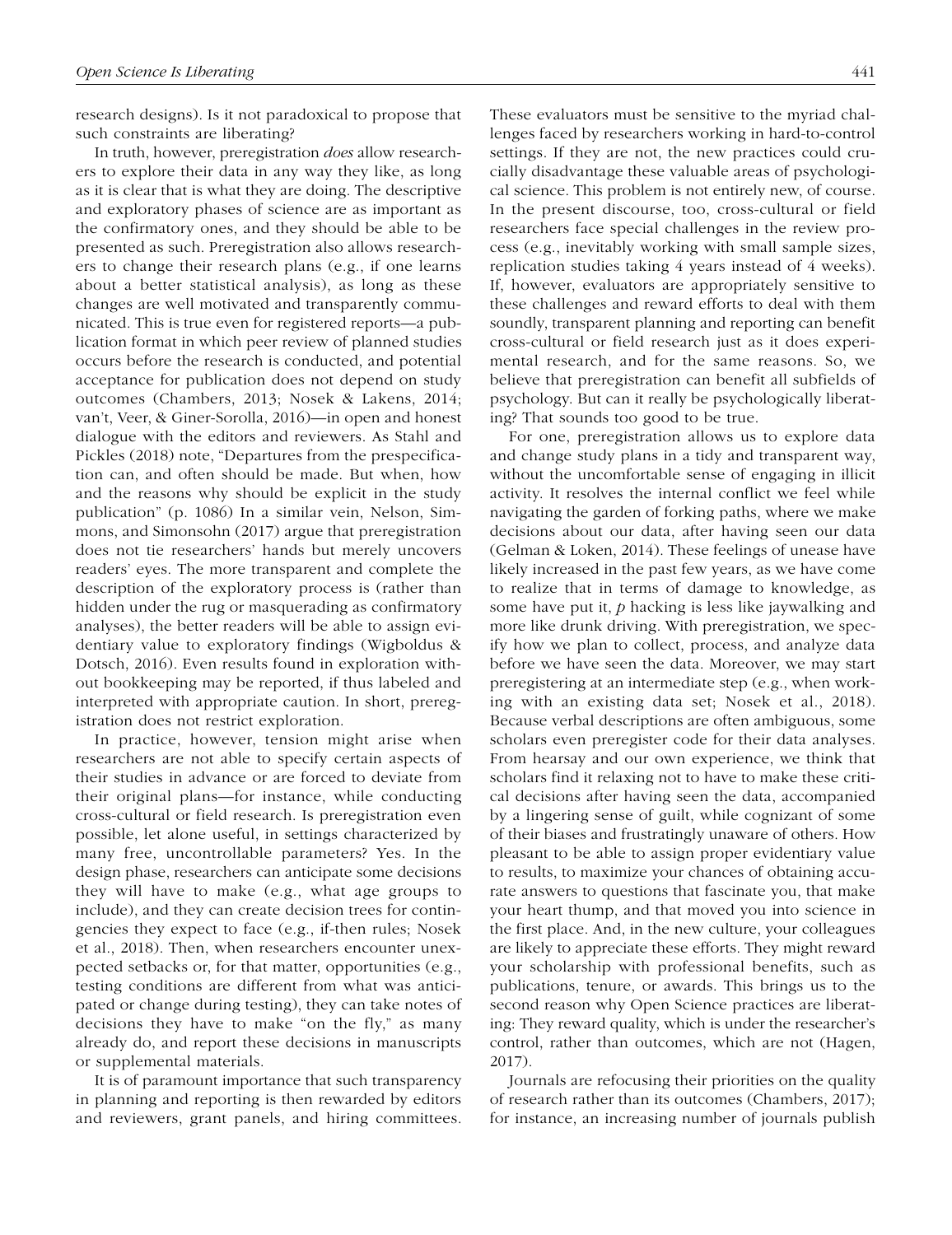research designs). Is it not paradoxical to propose that such constraints are liberating?

In truth, however, preregistration *does* allow researchers to explore their data in any way they like, as long as it is clear that is what they are doing. The descriptive and exploratory phases of science are as important as the confirmatory ones, and they should be able to be presented as such. Preregistration also allows researchers to change their research plans (e.g., if one learns about a better statistical analysis), as long as these changes are well motivated and transparently communicated. This is true even for registered reports—a publication format in which peer review of planned studies occurs before the research is conducted, and potential acceptance for publication does not depend on study outcomes (Chambers, 2013; Nosek & Lakens, 2014; van't, Veer, & Giner-Sorolla, 2016)—in open and honest dialogue with the editors and reviewers. As Stahl and Pickles (2018) note, "Departures from the prespecification can, and often should be made. But when, how and the reasons why should be explicit in the study publication" (p. 1086) In a similar vein, Nelson, Simmons, and Simonsohn (2017) argue that preregistration does not tie researchers' hands but merely uncovers readers' eyes. The more transparent and complete the description of the exploratory process is (rather than hidden under the rug or masquerading as confirmatory analyses), the better readers will be able to assign evidentiary value to exploratory findings (Wigboldus & Dotsch, 2016). Even results found in exploration without bookkeeping may be reported, if thus labeled and interpreted with appropriate caution. In short, preregistration does not restrict exploration.

In practice, however, tension might arise when researchers are not able to specify certain aspects of their studies in advance or are forced to deviate from their original plans—for instance, while conducting cross-cultural or field research. Is preregistration even possible, let alone useful, in settings characterized by many free, uncontrollable parameters? Yes. In the design phase, researchers can anticipate some decisions they will have to make (e.g., what age groups to include), and they can create decision trees for contingencies they expect to face (e.g., if-then rules; Nosek et al., 2018). Then, when researchers encounter unexpected setbacks or, for that matter, opportunities (e.g., testing conditions are different from what was anticipated or change during testing), they can take notes of decisions they have to make "on the fly," as many already do, and report these decisions in manuscripts or supplemental materials.

It is of paramount importance that such transparency in planning and reporting is then rewarded by editors and reviewers, grant panels, and hiring committees. These evaluators must be sensitive to the myriad challenges faced by researchers working in hard-to-control settings. If they are not, the new practices could crucially disadvantage these valuable areas of psychological science. This problem is not entirely new, of course. In the present discourse, too, cross-cultural or field researchers face special challenges in the review process (e.g., inevitably working with small sample sizes, replication studies taking 4 years instead of 4 weeks). If, however, evaluators are appropriately sensitive to these challenges and reward efforts to deal with them soundly, transparent planning and reporting can benefit cross-cultural or field research just as it does experimental research, and for the same reasons. So, we believe that preregistration can benefit all subfields of psychology. But can it really be psychologically liberating? That sounds too good to be true.

For one, preregistration allows us to explore data and change study plans in a tidy and transparent way, without the uncomfortable sense of engaging in illicit activity. It resolves the internal conflict we feel while navigating the garden of forking paths, where we make decisions about our data, after having seen our data (Gelman & Loken, 2014). These feelings of unease have likely increased in the past few years, as we have come to realize that in terms of damage to knowledge, as some have put it, *p* hacking is less like jaywalking and more like drunk driving. With preregistration, we specify how we plan to collect, process, and analyze data before we have seen the data. Moreover, we may start preregistering at an intermediate step (e.g., when working with an existing data set; Nosek et al., 2018). Because verbal descriptions are often ambiguous, some scholars even preregister code for their data analyses. From hearsay and our own experience, we think that scholars find it relaxing not to have to make these critical decisions after having seen the data, accompanied by a lingering sense of guilt, while cognizant of some of their biases and frustratingly unaware of others. How pleasant to be able to assign proper evidentiary value to results, to maximize your chances of obtaining accurate answers to questions that fascinate you, that make your heart thump, and that moved you into science in the first place. And, in the new culture, your colleagues are likely to appreciate these efforts. They might reward your scholarship with professional benefits, such as publications, tenure, or awards. This brings us to the second reason why Open Science practices are liberating: They reward quality, which is under the researcher's control, rather than outcomes, which are not (Hagen, 2017).

Journals are refocusing their priorities on the quality of research rather than its outcomes (Chambers, 2017); for instance, an increasing number of journals publish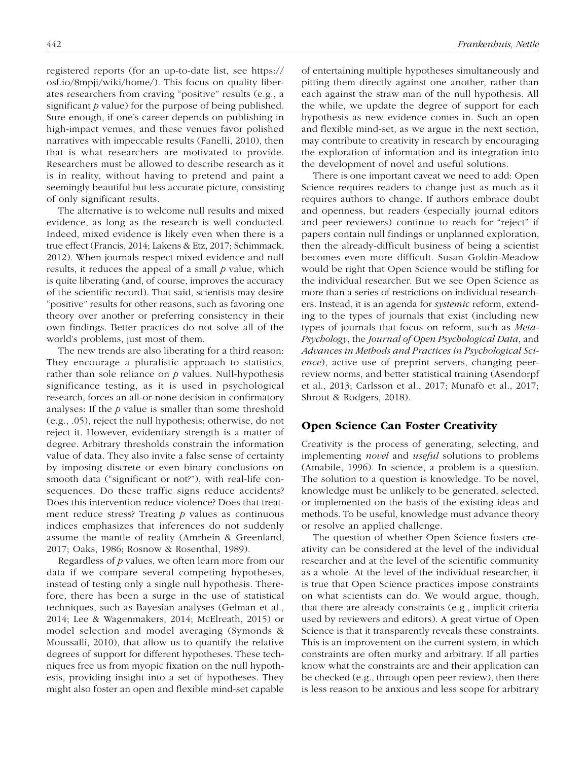registered reports (for an up-to-date list, see https://osf.io/8mpji/wiki/home/). This focus on quality liberates researchers from craving "positive" results (e.g., a significant *p* value) for the purpose of being published. Sure enough, if one's career depends on publishing in high-impact venues, and these venues favor polished narratives with impeccable results (Fanelli, 2010), then that is what researchers are motivated to provide. Researchers must be allowed to describe research as it is in reality, without having to pretend and paint a seemingly beautiful but less accurate picture, consisting of only significant results.

The alternative is to welcome null results and mixed evidence, as long as the research is well conducted. Indeed, mixed evidence is likely even when there is a true effect (Francis, 2014; Lakens & Etz, 2017; Schimmack, 2012). When journals respect mixed evidence and null results, it reduces the appeal of a small *p* value, which is quite liberating (and, of course, improves the accuracy of the scientific record). That said, scientists may desire "positive" results for other reasons, such as favoring one theory over another or preferring consistency in their own findings. Better practices do not solve all of the world's problems, just most of them.

The new trends are also liberating for a third reason: They encourage a pluralistic approach to statistics, rather than sole reliance on *p* values. Null-hypothesis significance testing, as it is used in psychological research, forces an all-or-none decision in confirmatory analyses: If the *p* value is smaller than some threshold (e.g., .05), reject the null hypothesis; otherwise, do not reject it. However, evidentiary strength is a matter of degree. Arbitrary thresholds constrain the information value of data. They also invite a false sense of certainty by imposing discrete or even binary conclusions on smooth data ("significant or not?"), with real-life consequences. Do these traffic signs reduce accidents? Does this intervention reduce violence? Does that treatment reduce stress? Treating *p* values as continuous indices emphasizes that inferences do not suddenly assume the mantle of reality (Amrhein & Greenland, 2017; Oaks, 1986; Rosnow & Rosenthal, 1989).

Regardless of *p* values, we often learn more from our data if we compare several competing hypotheses, instead of testing only a single null hypothesis. Therefore, there has been a surge in the use of statistical techniques, such as Bayesian analyses (Gelman et al., 2014; Lee & Wagenmakers, 2014; McElreath, 2015) or model selection and model averaging (Symonds & Moussalli, 2010), that allow us to quantify the relative degrees of support for different hypotheses. These techniques free us from myopic fixation on the null hypothesis, providing insight into a set of hypotheses. They might also foster an open and flexible mind-set capable of entertaining multiple hypotheses simultaneously and pitting them directly against one another, rather than each against the straw man of the null hypothesis. All the while, we update the degree of support for each hypothesis as new evidence comes in. Such an open and flexible mind-set, as we argue in the next section, may contribute to creativity in research by encouraging the exploration of information and its integration into the development of novel and useful solutions.

There is one important caveat we need to add: Open Science requires readers to change just as much as it requires authors to change. If authors embrace doubt and openness, but readers (especially journal editors and peer reviewers) continue to reach for "reject" if papers contain null findings or unplanned exploration, then the already-difficult business of being a scientist becomes even more difficult. Susan Goldin-Meadow would be right that Open Science would be stifling for the individual researcher. But we see Open Science as more than a series of restrictions on individual researchers. Instead, it is an agenda for *systemic* reform, extending to the types of journals that exist (including new types of journals that focus on reform, such as *Meta-Psychology*, the *Journal of Open Psychological Data*, and *Advances in Methods and Practices in Psychological Science*), active use of preprint servers, changing peer-review norms, and better statistical training (Asendorpf et al., 2013; Carlsson et al., 2017; Munafò et al., 2017; Shrout & Rodgers, 2018).

## Open Science Can Foster Creativity

Creativity is the process of generating, selecting, and implementing *novel* and *useful* solutions to problems (Amabile, 1996). In science, a problem is a question. The solution to a question is knowledge. To be novel, knowledge must be unlikely to be generated, selected, or implemented on the basis of the existing ideas and methods. To be useful, knowledge must advance theory or resolve an applied challenge.

The question of whether Open Science fosters creativity can be considered at the level of the individual researcher and at the level of the scientific community as a whole. At the level of the individual researcher, it is true that Open Science practices impose constraints on what scientists can do. We would argue, though, that there are already constraints (e.g., implicit criteria used by reviewers and editors). A great virtue of Open Science is that it transparently reveals these constraints. This is an improvement on the current system, in which constraints are often murky and arbitrary. If all parties know what the constraints are and their application can be checked (e.g., through open peer review), then there is less reason to be anxious and less scope for arbitrary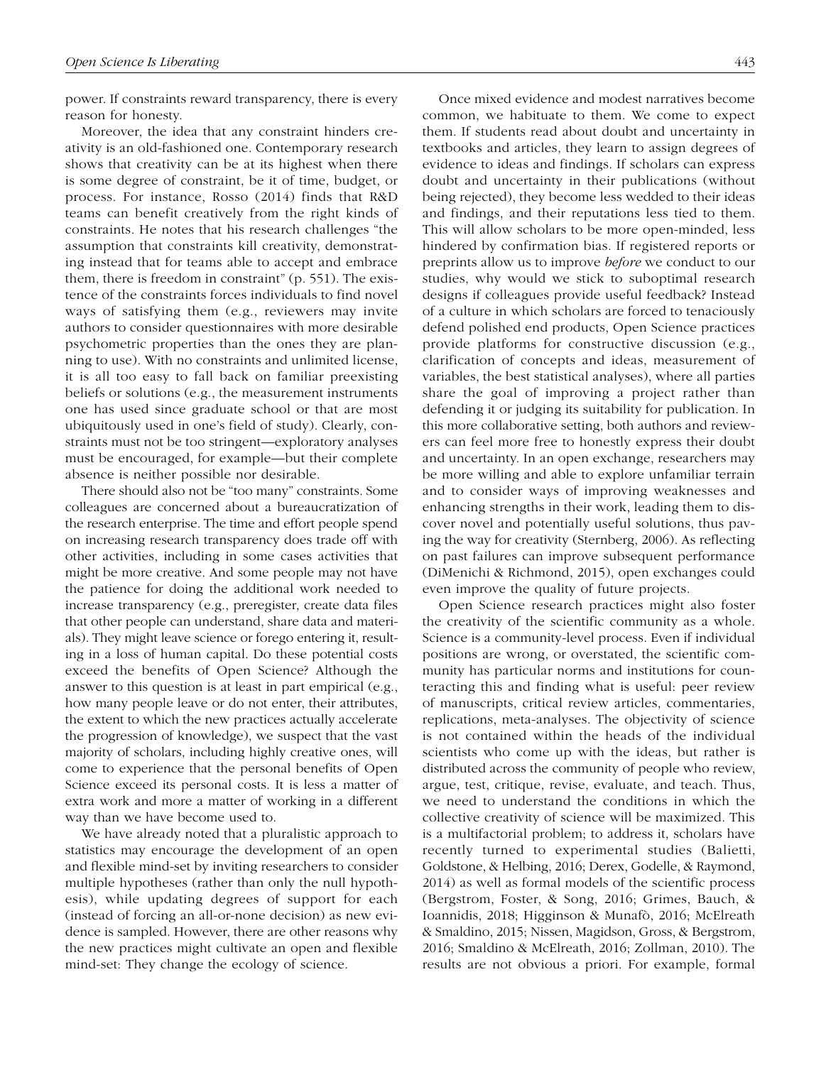power. If constraints reward transparency, there is every reason for honesty.

Moreover, the idea that any constraint hinders creativity is an old-fashioned one. Contemporary research shows that creativity can be at its highest when there is some degree of constraint, be it of time, budget, or process. For instance, Rosso (2014) finds that R&D teams can benefit creatively from the right kinds of constraints. He notes that his research challenges "the assumption that constraints kill creativity, demonstrating instead that for teams able to accept and embrace them, there is freedom in constraint" (p. 551). The existence of the constraints forces individuals to find novel ways of satisfying them (e.g., reviewers may invite authors to consider questionnaires with more desirable psychometric properties than the ones they are planning to use). With no constraints and unlimited license, it is all too easy to fall back on familiar preexisting beliefs or solutions (e.g., the measurement instruments one has used since graduate school or that are most ubiquitously used in one's field of study). Clearly, constraints must not be too stringent—exploratory analyses must be encouraged, for example—but their complete absence is neither possible nor desirable.

There should also not be "too many" constraints. Some colleagues are concerned about a bureaucratization of the research enterprise. The time and effort people spend on increasing research transparency does trade off with other activities, including in some cases activities that might be more creative. And some people may not have the patience for doing the additional work needed to increase transparency (e.g., preregister, create data files that other people can understand, share data and materials). They might leave science or forego entering it, resulting in a loss of human capital. Do these potential costs exceed the benefits of Open Science? Although the answer to this question is at least in part empirical (e.g., how many people leave or do not enter, their attributes, the extent to which the new practices actually accelerate the progression of knowledge), we suspect that the vast majority of scholars, including highly creative ones, will come to experience that the personal benefits of Open Science exceed its personal costs. It is less a matter of extra work and more a matter of working in a different way than we have become used to.

We have already noted that a pluralistic approach to statistics may encourage the development of an open and flexible mind-set by inviting researchers to consider multiple hypotheses (rather than only the null hypothesis), while updating degrees of support for each (instead of forcing an all-or-none decision) as new evidence is sampled. However, there are other reasons why the new practices might cultivate an open and flexible mind-set: They change the ecology of science.

Once mixed evidence and modest narratives become common, we habituate to them. We come to expect them. If students read about doubt and uncertainty in textbooks and articles, they learn to assign degrees of evidence to ideas and findings. If scholars can express doubt and uncertainty in their publications (without being rejected), they become less wedded to their ideas and findings, and their reputations less tied to them. This will allow scholars to be more open-minded, less hindered by confirmation bias. If registered reports or preprints allow us to improve *before* we conduct to our studies, why would we stick to suboptimal research designs if colleagues provide useful feedback? Instead of a culture in which scholars are forced to tenaciously defend polished end products, Open Science practices provide platforms for constructive discussion (e.g., clarification of concepts and ideas, measurement of variables, the best statistical analyses), where all parties share the goal of improving a project rather than defending it or judging its suitability for publication. In this more collaborative setting, both authors and reviewers can feel more free to honestly express their doubt and uncertainty. In an open exchange, researchers may be more willing and able to explore unfamiliar terrain and to consider ways of improving weaknesses and enhancing strengths in their work, leading them to discover novel and potentially useful solutions, thus paving the way for creativity (Sternberg, 2006). As reflecting on past failures can improve subsequent performance (DiMenichi & Richmond, 2015), open exchanges could even improve the quality of future projects.

Open Science research practices might also foster the creativity of the scientific community as a whole. Science is a community-level process. Even if individual positions are wrong, or overstated, the scientific community has particular norms and institutions for counteracting this and finding what is useful: peer review of manuscripts, critical review articles, commentaries, replications, meta-analyses. The objectivity of science is not contained within the heads of the individual scientists who come up with the ideas, but rather is distributed across the community of people who review, argue, test, critique, revise, evaluate, and teach. Thus, we need to understand the conditions in which the collective creativity of science will be maximized. This is a multifactorial problem; to address it, scholars have recently turned to experimental studies (Balietti, Goldstone, & Helbing, 2016; Derex, Godelle, & Raymond, 2014) as well as formal models of the scientific process (Bergstrom, Foster, & Song, 2016; Grimes, Bauch, & Ioannidis, 2018; Higginson & Munafò, 2016; McElreath & Smaldino, 2015; Nissen, Magidson, Gross, & Bergstrom, 2016; Smaldino & McElreath, 2016; Zollman, 2010). The results are not obvious a priori. For example, formal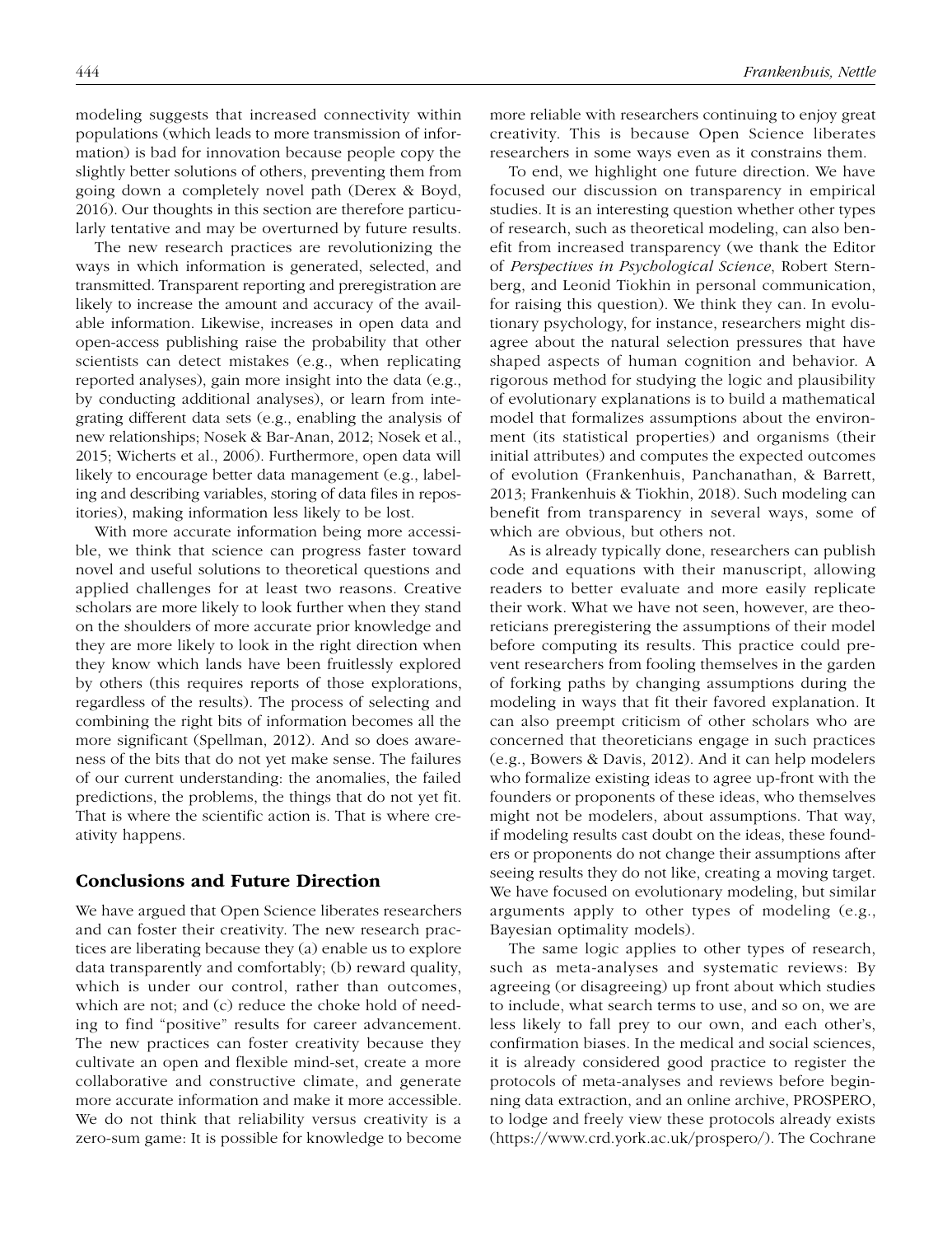modeling suggests that increased connectivity within populations (which leads to more transmission of information) is bad for innovation because people copy the slightly better solutions of others, preventing them from going down a completely novel path (Derex & Boyd, 2016). Our thoughts in this section are therefore particularly tentative and may be overturned by future results.

The new research practices are revolutionizing the ways in which information is generated, selected, and transmitted. Transparent reporting and preregistration are likely to increase the amount and accuracy of the available information. Likewise, increases in open data and open-access publishing raise the probability that other scientists can detect mistakes (e.g., when replicating reported analyses), gain more insight into the data (e.g., by conducting additional analyses), or learn from integrating different data sets (e.g., enabling the analysis of new relationships; Nosek & Bar-Anan, 2012; Nosek et al., 2015; Wicherts et al., 2006). Furthermore, open data will likely to encourage better data management (e.g., labeling and describing variables, storing of data files in repositories), making information less likely to be lost.

With more accurate information being more accessible, we think that science can progress faster toward novel and useful solutions to theoretical questions and applied challenges for at least two reasons. Creative scholars are more likely to look further when they stand on the shoulders of more accurate prior knowledge and they are more likely to look in the right direction when they know which lands have been fruitlessly explored by others (this requires reports of those explorations, regardless of the results). The process of selecting and combining the right bits of information becomes all the more significant (Spellman, 2012). And so does awareness of the bits that do not yet make sense. The failures of our current understanding: the anomalies, the failed predictions, the problems, the things that do not yet fit. That is where the scientific action is. That is where creativity happens.

## Conclusions and Future Direction

We have argued that Open Science liberates researchers and can foster their creativity. The new research practices are liberating because they (a) enable us to explore data transparently and comfortably; (b) reward quality, which is under our control, rather than outcomes, which are not; and (c) reduce the choke hold of needing to find "positive" results for career advancement. The new practices can foster creativity because they cultivate an open and flexible mind-set, create a more collaborative and constructive climate, and generate more accurate information and make it more accessible. We do not think that reliability versus creativity is a zero-sum game: It is possible for knowledge to become more reliable with researchers continuing to enjoy great creativity. This is because Open Science liberates researchers in some ways even as it constrains them.

To end, we highlight one future direction. We have focused our discussion on transparency in empirical studies. It is an interesting question whether other types of research, such as theoretical modeling, can also benefit from increased transparency (we thank the Editor of *Perspectives in Psychological Science*, Robert Sternberg, and Leonid Tiokhin in personal communication, for raising this question). We think they can. In evolutionary psychology, for instance, researchers might disagree about the natural selection pressures that have shaped aspects of human cognition and behavior. A rigorous method for studying the logic and plausibility of evolutionary explanations is to build a mathematical model that formalizes assumptions about the environment (its statistical properties) and organisms (their initial attributes) and computes the expected outcomes of evolution (Frankenhuis, Panchanathan, & Barrett, 2013; Frankenhuis & Tiokhin, 2018). Such modeling can benefit from transparency in several ways, some of which are obvious, but others not.

As is already typically done, researchers can publish code and equations with their manuscript, allowing readers to better evaluate and more easily replicate their work. What we have not seen, however, are theoreticians preregistering the assumptions of their model before computing its results. This practice could prevent researchers from fooling themselves in the garden of forking paths by changing assumptions during the modeling in ways that fit their favored explanation. It can also preempt criticism of other scholars who are concerned that theoreticians engage in such practices (e.g., Bowers & Davis, 2012). And it can help modelers who formalize existing ideas to agree up-front with the founders or proponents of these ideas, who themselves might not be modelers, about assumptions. That way, if modeling results cast doubt on the ideas, these founders or proponents do not change their assumptions after seeing results they do not like, creating a moving target. We have focused on evolutionary modeling, but similar arguments apply to other types of modeling (e.g., Bayesian optimality models).

The same logic applies to other types of research, such as meta-analyses and systematic reviews: By agreeing (or disagreeing) up front about which studies to include, what search terms to use, and so on, we are less likely to fall prey to our own, and each other's, confirmation biases. In the medical and social sciences, it is already considered good practice to register the protocols of meta-analyses and reviews before beginning data extraction, and an online archive, PROSPERO, to lodge and freely view these protocols already exists (https://www.crd.york.ac.uk/prospero/). The Cochrane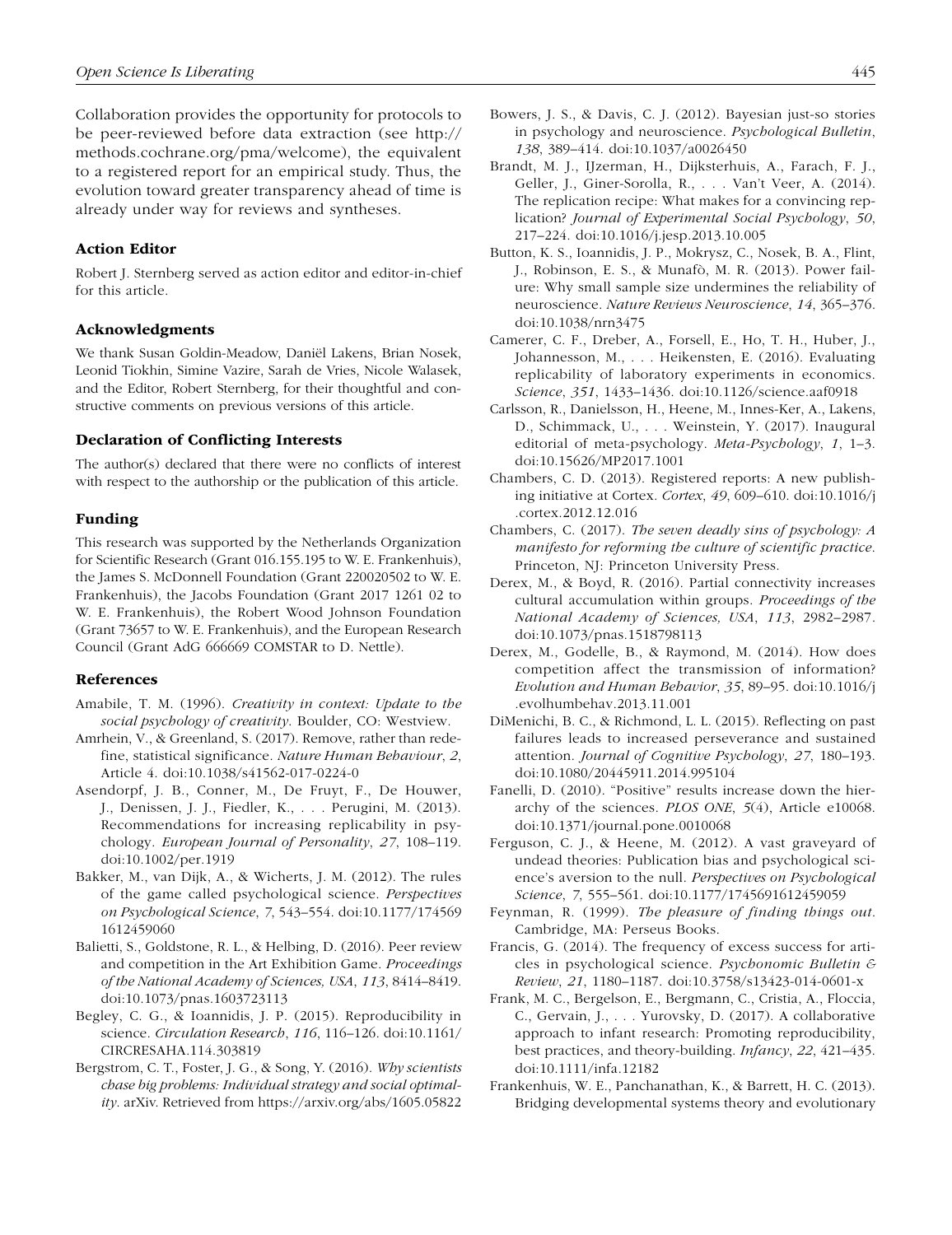Collaboration provides the opportunity for protocols to be peer-reviewed before data extraction (see http://methods.cochrane.org/pma/welcome), the equivalent to a registered report for an empirical study. Thus, the evolution toward greater transparency ahead of time is already under way for reviews and syntheses.

### Action Editor

Robert J. Sternberg served as action editor and editor-in-chief for this article.

### Acknowledgments

We thank Susan Goldin-Meadow, Daniël Lakens, Brian Nosek, Leonid Tiokhin, Simine Vazire, Sarah de Vries, Nicole Walasek, and the Editor, Robert Sternberg, for their thoughtful and constructive comments on previous versions of this article.

### Declaration of Conflicting Interests

The author(s) declared that there were no conflicts of interest with respect to the authorship or the publication of this article.

### Funding

This research was supported by the Netherlands Organization for Scientific Research (Grant 016.155.195 to W. E. Frankenhuis), the James S. McDonnell Foundation (Grant 220020502 to W. E. Frankenhuis), the Jacobs Foundation (Grant 2017 1261 02 to W. E. Frankenhuis), the Robert Wood Johnson Foundation (Grant 73657 to W. E. Frankenhuis), and the European Research Council (Grant AdG 666669 COMSTAR to D. Nettle).

### References

Amabile, T. M. (1996). *Creativity in context: Update to the social psychology of creativity*. Boulder, CO: Westview.

Amrhein, V., & Greenland, S. (2017). Remove, rather than redefine, statistical significance. *Nature Human Behaviour*, *2*, Article 4. doi:10.1038/s41562-017-0224-0

Asendorpf, J. B., Conner, M., De Fruyt, F., De Houwer, J., Denissen, J. J., Fiedler, K., . . . Perugini, M. (2013). Recommendations for increasing replicability in psychology. *European Journal of Personality*, *27*, 108–119. doi:10.1002/per.1919

Bakker, M., van Dijk, A., & Wicherts, J. M. (2012). The rules of the game called psychological science. *Perspectives on Psychological Science*, *7*, 543–554. doi:10.1177/1745691612459060

Balietti, S., Goldstone, R. L., & Helbing, D. (2016). Peer review and competition in the Art Exhibition Game. *Proceedings of the National Academy of Sciences, USA*, *113*, 8414–8419. doi:10.1073/pnas.1603723113

Begley, C. G., & Ioannidis, J. P. (2015). Reproducibility in science. *Circulation Research*, *116*, 116–126. doi:10.1161/CIRCRESAHA.114.303819

Bergstrom, C. T., Foster, J. G., & Song, Y. (2016). *Why scientists chase big problems: Individual strategy and social optimality*. arXiv. Retrieved from https://arxiv.org/abs/1605.05822

Bowers, J. S., & Davis, C. J. (2012). Bayesian just-so stories in psychology and neuroscience. *Psychological Bulletin*, *138*, 389–414. doi:10.1037/a0026450

Brandt, M. J., IJzerman, H., Dijksterhuis, A., Farach, F. J., Geller, J., Giner-Sorolla, R., . . . Van't Veer, A. (2014). The replication recipe: What makes for a convincing replication? *Journal of Experimental Social Psychology*, *50*, 217–224. doi:10.1016/j.jesp.2013.10.005

Button, K. S., Ioannidis, J. P., Mokrysz, C., Nosek, B. A., Flint, J., Robinson, E. S., & Munafò, M. R. (2013). Power failure: Why small sample size undermines the reliability of neuroscience. *Nature Reviews Neuroscience*, *14*, 365–376. doi:10.1038/nrn3475

Camerer, C. F., Dreber, A., Forsell, E., Ho, T. H., Huber, J., Johannesson, M., . . . Heikensten, E. (2016). Evaluating replicability of laboratory experiments in economics. *Science*, *351*, 1433–1436. doi:10.1126/science.aaf0918

Carlsson, R., Danielsson, H., Heene, M., Innes-Ker, A., Lakens, D., Schimmack, U., . . . Weinstein, Y. (2017). Inaugural editorial of meta-psychology. *Meta-Psychology*, *1*, 1–3. doi:10.15626/MP2017.1001

Chambers, C. D. (2013). Registered reports: A new publishing initiative at Cortex. *Cortex*, *49*, 609–610. doi:10.1016/j.cortex.2012.12.016

Chambers, C. (2017). *The seven deadly sins of psychology: A manifesto for reforming the culture of scientific practice*. Princeton, NJ: Princeton University Press.

Derex, M., & Boyd, R. (2016). Partial connectivity increases cultural accumulation within groups. *Proceedings of the National Academy of Sciences, USA*, *113*, 2982–2987. doi:10.1073/pnas.1518798113

Derex, M., Godelle, B., & Raymond, M. (2014). How does competition affect the transmission of information? *Evolution and Human Behavior*, *35*, 89–95. doi:10.1016/j.evolhumbehav.2013.11.001

DiMenichi, B. C., & Richmond, L. L. (2015). Reflecting on past failures leads to increased perseverance and sustained attention. *Journal of Cognitive Psychology*, *27*, 180–193. doi:10.1080/20445911.2014.995104

Fanelli, D. (2010). "Positive" results increase down the hierarchy of the sciences. *PLOS ONE*, *5*(4), Article e10068. doi:10.1371/journal.pone.0010068

Ferguson, C. J., & Heene, M. (2012). A vast graveyard of undead theories: Publication bias and psychological science's aversion to the null. *Perspectives on Psychological Science*, *7*, 555–561. doi:10.1177/1745691612459059

Feynman, R. (1999). *The pleasure of finding things out*. Cambridge, MA: Perseus Books.

Francis, G. (2014). The frequency of excess success for articles in psychological science. *Psychonomic Bulletin & Review*, *21*, 1180–1187. doi:10.3758/s13423-014-0601-x

Frank, M. C., Bergelson, E., Bergmann, C., Cristia, A., Floccia, C., Gervain, J., . . . Yurovsky, D. (2017). A collaborative approach to infant research: Promoting reproducibility, best practices, and theory-building. *Infancy*, *22*, 421–435. doi:10.1111/infa.12182

Frankenhuis, W. E., Panchanathan, K., & Barrett, H. C. (2013). Bridging developmental systems theory and evolutionary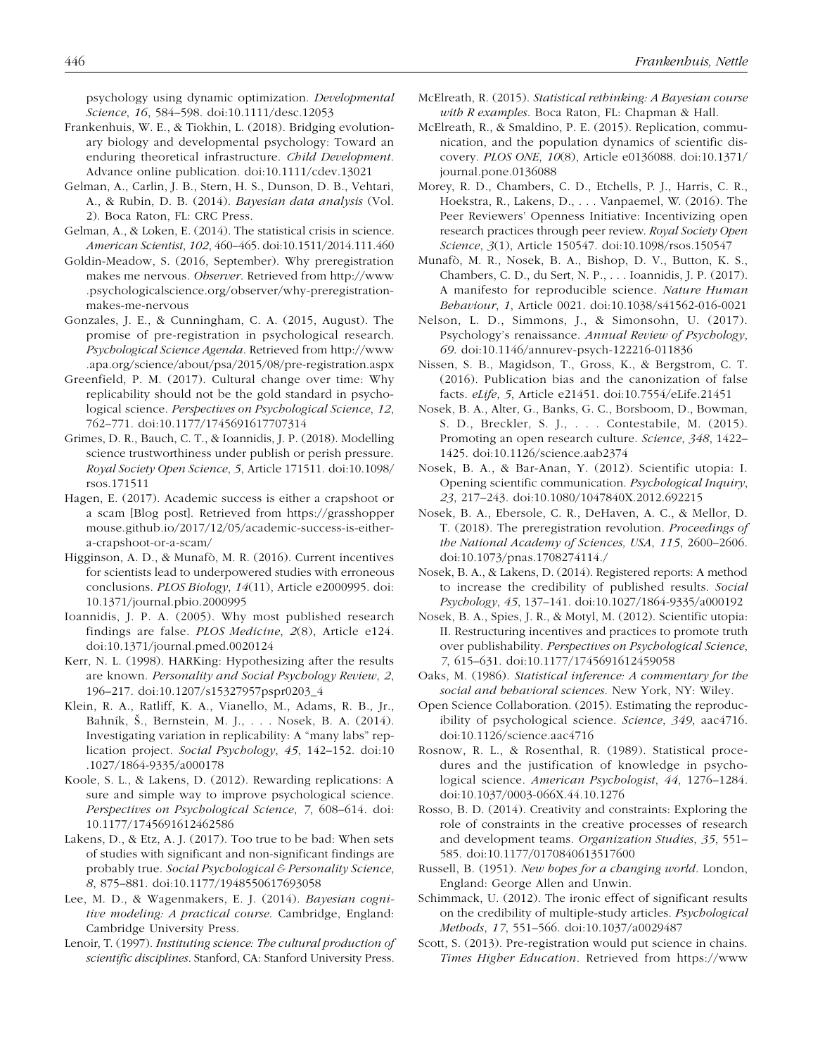psychology using dynamic optimization. *Developmental Science*, *16*, 584–598. doi:10.1111/desc.12053

Frankenhuis, W. E., & Tiokhin, L. (2018). Bridging evolutionary biology and developmental psychology: Toward an enduring theoretical infrastructure. *Child Development*. Advance online publication. doi:10.1111/cdev.13021

Gelman, A., Carlin, J. B., Stern, H. S., Dunson, D. B., Vehtari, A., & Rubin, D. B. (2014). *Bayesian data analysis* (Vol. 2). Boca Raton, FL: CRC Press.

Gelman, A., & Loken, E. (2014). The statistical crisis in science. *American Scientist*, *102*, 460–465. doi:10.1511/2014.111.460

Goldin-Meadow, S. (2016, September). Why preregistration makes me nervous. *Observer*. Retrieved from http://www.psychologicalscience.org/observer/why-preregistration-makes-me-nervous

Gonzales, J. E., & Cunningham, C. A. (2015, August). The promise of pre-registration in psychological research. *Psychological Science Agenda*. Retrieved from http://www.apa.org/science/about/psa/2015/08/pre-registration.aspx

Greenfield, P. M. (2017). Cultural change over time: Why replicability should not be the gold standard in psychological science. *Perspectives on Psychological Science*, *12*, 762–771. doi:10.1177/1745691617707314

Grimes, D. R., Bauch, C. T., & Ioannidis, J. P. (2018). Modelling science trustworthiness under publish or perish pressure. *Royal Society Open Science*, *5*, Article 171511. doi:10.1098/rsos.171511

Hagen, E. (2017). Academic success is either a crapshoot or a scam [Blog post]. Retrieved from https://grasshoppermouse.github.io/2017/12/05/academic-success-is-either-a-crapshoot-or-a-scam/

Higginson, A. D., & Munafò, M. R. (2016). Current incentives for scientists lead to underpowered studies with erroneous conclusions. *PLOS Biology*, *14*(11), Article e2000995. doi:10.1371/journal.pbio.2000995

Ioannidis, J. P. A. (2005). Why most published research findings are false. *PLOS Medicine*, *2*(8), Article e124. doi:10.1371/journal.pmed.0020124

Kerr, N. L. (1998). HARKing: Hypothesizing after the results are known. *Personality and Social Psychology Review*, *2*, 196–217. doi:10.1207/s15327957pspr0203_4

Klein, R. A., Ratliff, K. A., Vianello, M., Adams, R. B., Jr., Bahník, Š., Bernstein, M. J., . . . Nosek, B. A. (2014). Investigating variation in replicability: A "many labs" replication project. *Social Psychology*, *45*, 142–152. doi:10.1027/1864-9335/a000178

Koole, S. L., & Lakens, D. (2012). Rewarding replications: A sure and simple way to improve psychological science. *Perspectives on Psychological Science*, *7*, 608–614. doi:10.1177/1745691612462586

Lakens, D., & Etz, A. J. (2017). Too true to be bad: When sets of studies with significant and non-significant findings are probably true. *Social Psychological & Personality Science*, *8*, 875–881. doi:10.1177/1948550617693058

Lee, M. D., & Wagenmakers, E. J. (2014). *Bayesian cognitive modeling: A practical course*. Cambridge, England: Cambridge University Press.

Lenoir, T. (1997). *Instituting science: The cultural production of scientific disciplines*. Stanford, CA: Stanford University Press.

McElreath, R. (2015). *Statistical rethinking: A Bayesian course with R examples*. Boca Raton, FL: Chapman & Hall.

McElreath, R., & Smaldino, P. E. (2015). Replication, communication, and the population dynamics of scientific discovery. *PLOS ONE*, *10*(8), Article e0136088. doi:10.1371/journal.pone.0136088

Morey, R. D., Chambers, C. D., Etchells, P. J., Harris, C. R., Hoekstra, R., Lakens, D., . . . Vanpaemel, W. (2016). The Peer Reviewers' Openness Initiative: Incentivizing open research practices through peer review. *Royal Society Open Science*, *3*(1), Article 150547. doi:10.1098/rsos.150547

Munafò, M. R., Nosek, B. A., Bishop, D. V., Button, K. S., Chambers, C. D., du Sert, N. P., . . . Ioannidis, J. P. (2017). A manifesto for reproducible science. *Nature Human Behaviour*, *1*, Article 0021. doi:10.1038/s41562-016-0021

Nelson, L. D., Simmons, J., & Simonsohn, U. (2017). Psychology's renaissance. *Annual Review of Psychology*, *69*. doi:10.1146/annurev-psych-122216-011836

Nissen, S. B., Magidson, T., Gross, K., & Bergstrom, C. T. (2016). Publication bias and the canonization of false facts. *eLife*, *5*, Article e21451. doi:10.7554/eLife.21451

Nosek, B. A., Alter, G., Banks, G. C., Borsboom, D., Bowman, S. D., Breckler, S. J., . . . Contestabile, M. (2015). Promoting an open research culture. *Science*, *348*, 1422–1425. doi:10.1126/science.aab2374

Nosek, B. A., & Bar-Anan, Y. (2012). Scientific utopia: I. Opening scientific communication. *Psychological Inquiry*, *23*, 217–243. doi:10.1080/1047840X.2012.692215

Nosek, B. A., Ebersole, C. R., DeHaven, A. C., & Mellor, D. T. (2018). The preregistration revolution. *Proceedings of the National Academy of Sciences, USA*, *115*, 2600–2606. doi:10.1073/pnas.1708274114./

Nosek, B. A., & Lakens, D. (2014). Registered reports: A method to increase the credibility of published results. *Social Psychology*, *45*, 137–141. doi:10.1027/1864-9335/a000192

Nosek, B. A., Spies, J. R., & Motyl, M. (2012). Scientific utopia: II. Restructuring incentives and practices to promote truth over publishability. *Perspectives on Psychological Science*, *7*, 615–631. doi:10.1177/1745691612459058

Oaks, M. (1986). *Statistical inference: A commentary for the social and behavioral sciences*. New York, NY: Wiley.

Open Science Collaboration. (2015). Estimating the reproducibility of psychological science. *Science*, *349*, aac4716. doi:10.1126/science.aac4716

Rosnow, R. L., & Rosenthal, R. (1989). Statistical procedures and the justification of knowledge in psychological science. *American Psychologist*, *44*, 1276–1284. doi:10.1037/0003-066X.44.10.1276

Rosso, B. D. (2014). Creativity and constraints: Exploring the role of constraints in the creative processes of research and development teams. *Organization Studies*, *35*, 551–585. doi:10.1177/0170840613517600

Russell, B. (1951). *New hopes for a changing world*. London, England: George Allen and Unwin.

Schimmack, U. (2012). The ironic effect of significant results on the credibility of multiple-study articles. *Psychological Methods*, *17*, 551–566. doi:10.1037/a0029487

Scott, S. (2013). Pre-registration would put science in chains. *Times Higher Education*. Retrieved from https://www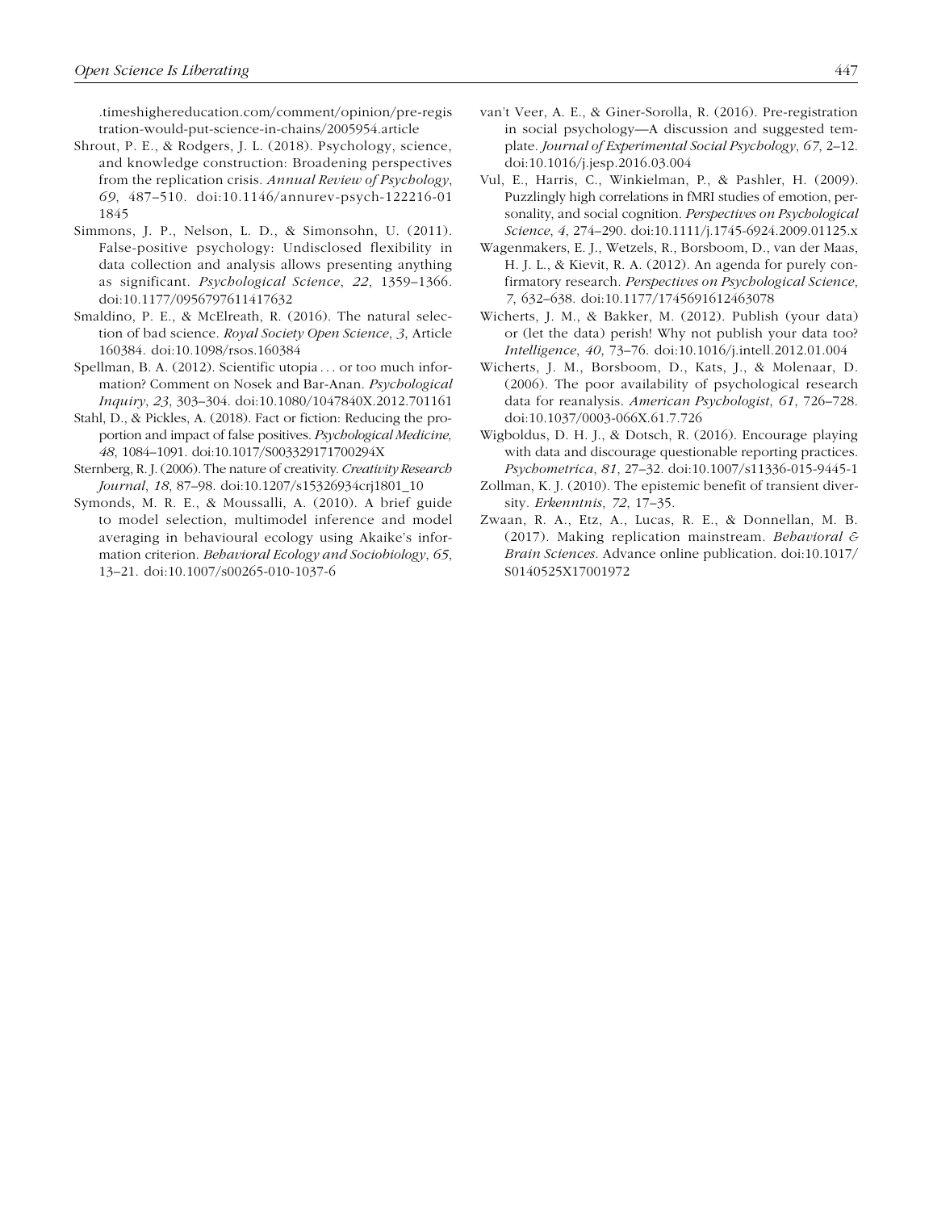.timeshighereducation.com/comment/opinion/pre-registration-would-put-science-in-chains/2005954.article

Shrout, P. E., & Rodgers, J. L. (2018). Psychology, science, and knowledge construction: Broadening perspectives from the replication crisis. *Annual Review of Psychology*, *69*, 487–510. doi:10.1146/annurev-psych-122216-011845

Simmons, J. P., Nelson, L. D., & Simonsohn, U. (2011). False-positive psychology: Undisclosed flexibility in data collection and analysis allows presenting anything as significant. *Psychological Science*, *22*, 1359–1366. doi:10.1177/0956797611417632

Smaldino, P. E., & McElreath, R. (2016). The natural selection of bad science. *Royal Society Open Science*, *3*, Article 160384. doi:10.1098/rsos.160384

Spellman, B. A. (2012). Scientific utopia . . . or too much information? Comment on Nosek and Bar-Anan. *Psychological Inquiry*, *23*, 303–304. doi:10.1080/1047840X.2012.701161

Stahl, D., & Pickles, A. (2018). Fact or fiction: Reducing the proportion and impact of false positives. *Psychological Medicine, 48*, 1084–1091. doi:10.1017/S003329171700294X

Sternberg, R. J. (2006). The nature of creativity. *Creativity Research Journal*, *18*, 87–98. doi:10.1207/s15326934crj1801_10

Symonds, M. R. E., & Moussalli, A. (2010). A brief guide to model selection, multimodel inference and model averaging in behavioural ecology using Akaike's information criterion. *Behavioral Ecology and Sociobiology*, *65*, 13–21. doi:10.1007/s00265-010-1037-6

van't Veer, A. E., & Giner-Sorolla, R. (2016). Pre-registration in social psychology—A discussion and suggested template. *Journal of Experimental Social Psychology*, *67*, 2–12. doi:10.1016/j.jesp.2016.03.004

Vul, E., Harris, C., Winkielman, P., & Pashler, H. (2009). Puzzlingly high correlations in fMRI studies of emotion, personality, and social cognition. *Perspectives on Psychological Science*, *4*, 274–290. doi:10.1111/j.1745-6924.2009.01125.x

Wagenmakers, E. J., Wetzels, R., Borsboom, D., van der Maas, H. J. L., & Kievit, R. A. (2012). An agenda for purely confirmatory research. *Perspectives on Psychological Science*, *7*, 632–638. doi:10.1177/1745691612463078

Wicherts, J. M., & Bakker, M. (2012). Publish (your data) or (let the data) perish! Why not publish your data too? *Intelligence*, *40*, 73–76. doi:10.1016/j.intell.2012.01.004

Wicherts, J. M., Borsboom, D., Kats, J., & Molenaar, D. (2006). The poor availability of psychological research data for reanalysis. *American Psychologist*, *61*, 726–728. doi:10.1037/0003-066X.61.7.726

Wigboldus, D. H. J., & Dotsch, R. (2016). Encourage playing with data and discourage questionable reporting practices. *Psychometrica*, *81*, 27–32. doi:10.1007/s11336-015-9445-1

Zollman, K. J. (2010). The epistemic benefit of transient diversity. *Erkenntnis*, *72*, 17–35.

Zwaan, R. A., Etz, A., Lucas, R. E., & Donnellan, M. B. (2017). Making replication mainstream. *Behavioral & Brain Sciences*. Advance online publication. doi:10.1017/S0140525X17001972